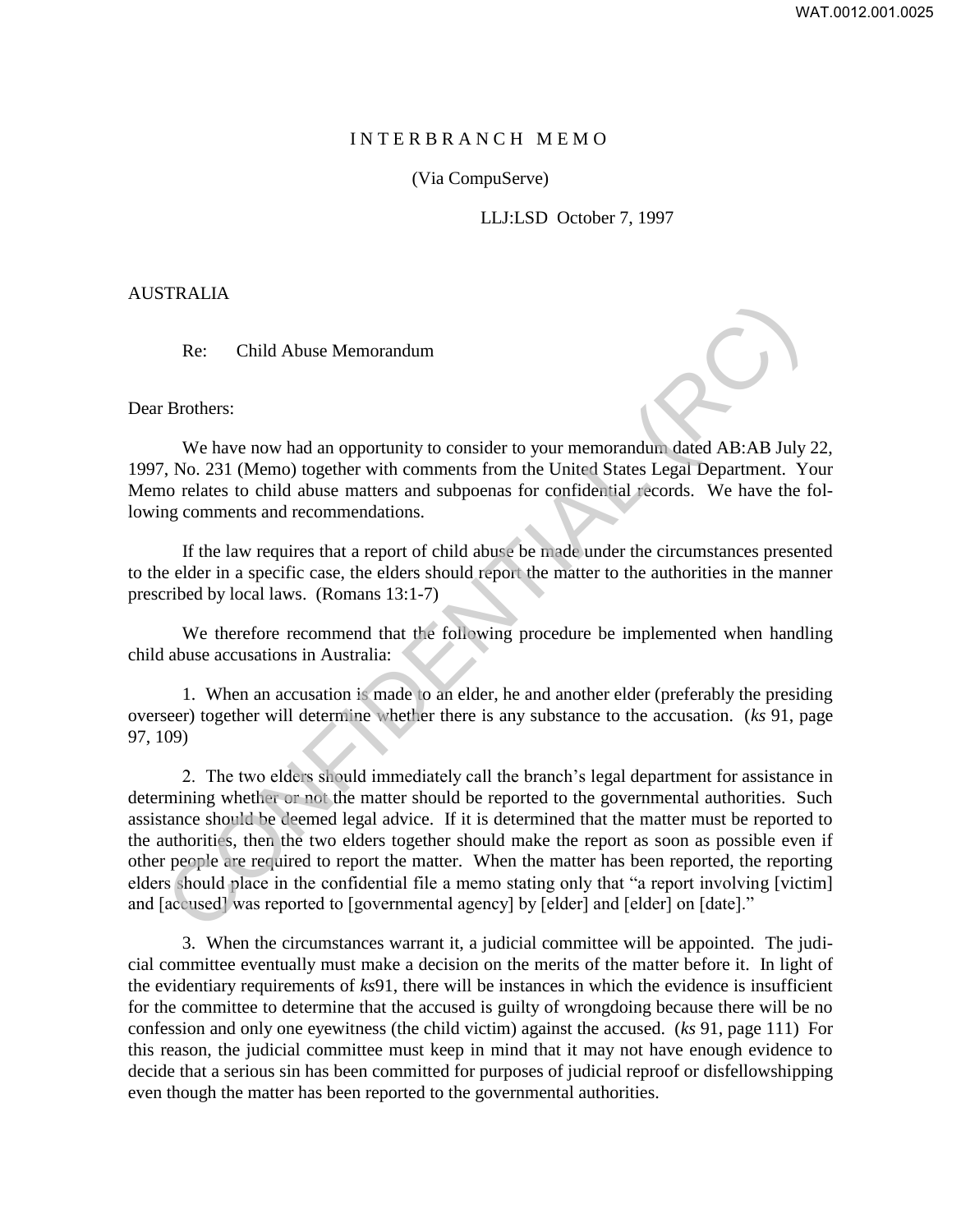# I N T E R B R A N C H  M E M O

(Via CompuServe)

LLJ:LSD October 7, 1997

AUSTRALIA

Re: Child Abuse Memorandum

Dear Brothers:

We have now had an opportunity to consider to your memorandum dated AB:AB July 22, 1997, No. 231 (Memo) together with comments from the United States Legal Department. Your Memo relates to child abuse matters and subpoenas for confidential records. We have the following comments and recommendations.

If the law requires that a report of child abuse be made under the circumstances presented to the elder in a specific case, the elders should report the matter to the authorities in the manner prescribed by local laws. (Romans 13:1-7)

We therefore recommend that the following procedure be implemented when handling child abuse accusations in Australia:

1. When an accusation is made to an elder, he and another elder (preferably the presiding overseer) together will determine whether there is any substance to the accusation. (*ks* 91, page 97, 109)

2. The two elders should immediately call the branch's legal department for assistance in determining whether or not the matter should be reported to the governmental authorities. Such assistance should be deemed legal advice. If it is determined that the matter must be reported to the authorities, then the two elders together should make the report as soon as possible even if other people are required to report the matter. When the matter has been reported, the reporting elders should place in the confidential file a memo stating only that "a report involving [victim] and [accused] was reported to [governmental agency] by [elder] and [elder] on [date]."

3. When the circumstances warrant it, a judicial committee will be appointed. The judicial committee eventually must make a decision on the merits of the matter before it. In light of the evidentiary requirements of *ks*91, there will be instances in which the evidence is insufficient for the committee to determine that the accused is guilty of wrongdoing because there will be no confession and only one eyewitness (the child victim) against the accused. (*ks* 91, page 111) For this reason, the judicial committee must keep in mind that it may not have enough evidence to decide that a serious sin has been committed for purposes of judicial reproof or disfellowshipping even though the matter has been reported to the governmental authorities.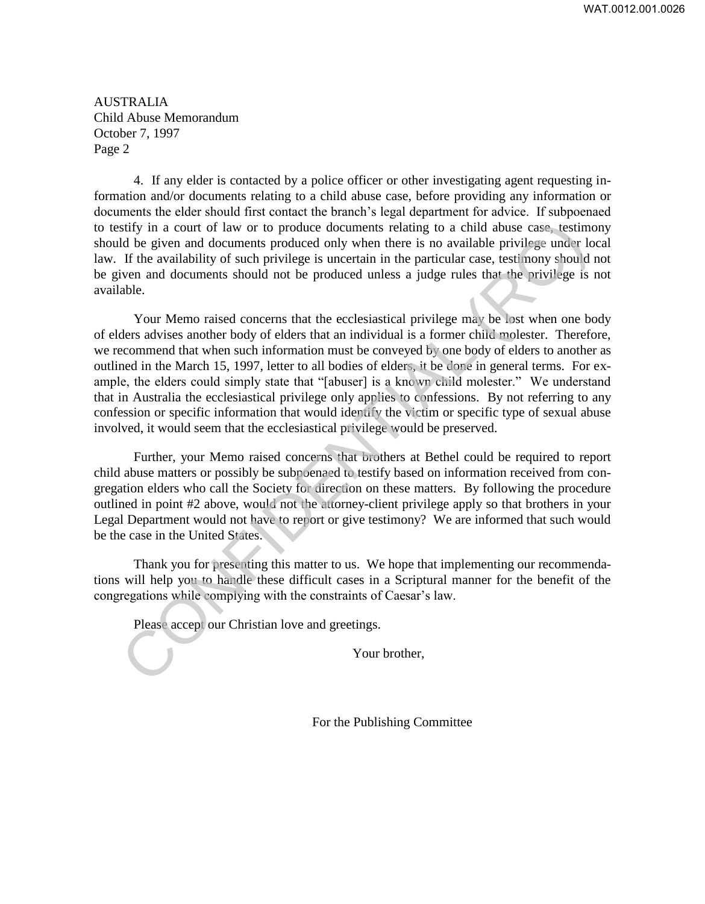AUSTRALIA
Child Abuse Memorandum
October 7, 1997
Page 2

4. If any elder is contacted by a police officer or other investigating agent requesting information and/or documents relating to a child abuse case, before providing any information or documents the elder should first contact the branch's legal department for advice. If subpoenaed to testify in a court of law or to produce documents relating to a child abuse case, testimony should be given and documents produced only when there is no available privilege under local law. If the availability of such privilege is uncertain in the particular case, testimony should not be given and documents should not be produced unless a judge rules that the privilege is not available.

Your Memo raised concerns that the ecclesiastical privilege may be lost when one body of elders advises another body of elders that an individual is a former child molester. Therefore, we recommend that when such information must be conveyed by one body of elders to another as outlined in the March 15, 1997, letter to all bodies of elders, it be done in general terms. For example, the elders could simply state that "[abuser] is a known child molester." We understand that in Australia the ecclesiastical privilege only applies to confessions. By not referring to any confession or specific information that would identify the victim or specific type of sexual abuse involved, it would seem that the ecclesiastical privilege would be preserved.

Further, your Memo raised concerns that brothers at Bethel could be required to report child abuse matters or possibly be subpoenaed to testify based on information received from congregation elders who call the Society for direction on these matters. By following the procedure outlined in point #2 above, would not the attorney-client privilege apply so that brothers in your Legal Department would not have to report or give testimony? We are informed that such would be the case in the United States.

Thank you for presenting this matter to us. We hope that implementing our recommendations will help you to handle these difficult cases in a Scriptural manner for the benefit of the congregations while complying with the constraints of Caesar's law.

Please accept our Christian love and greetings.

Your brother,

For the Publishing Committee